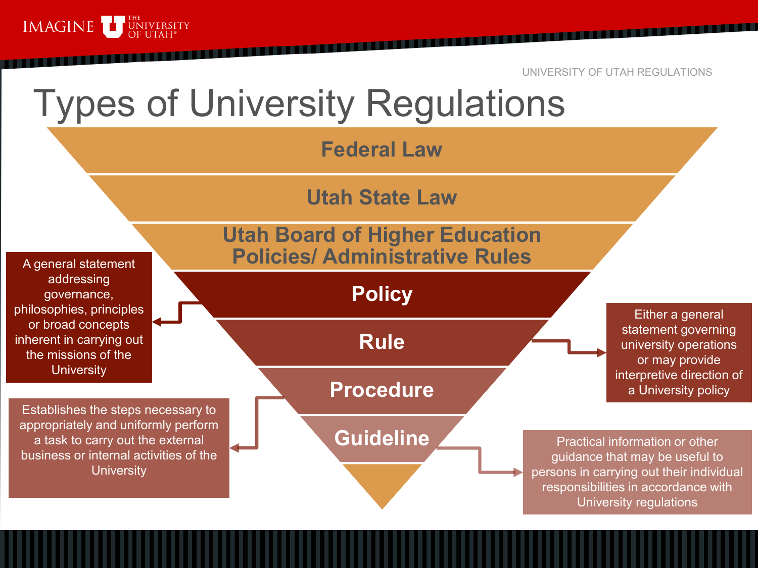# Types of University Regulations

- **Federal Law**
- **Utah State Law**
- **Utah Board of Higher Education Policies/ Administrative Rules**
- **Policy**
- **Rule**
- **Procedure**
- **Guideline**

**Policy:** A general statement addressing governance, philosophies, principles or broad concepts inherent in carrying out the missions of the University

**Rule:** Either a general statement governing university operations or may provide interpretive direction of a University policy

**Procedure:** Establishes the steps necessary to appropriately and uniformly perform a task to carry out the external business or internal activities of the University

**Guideline:** Practical information or other guidance that may be useful to persons in carrying out their individual responsibilities in accordance with University regulations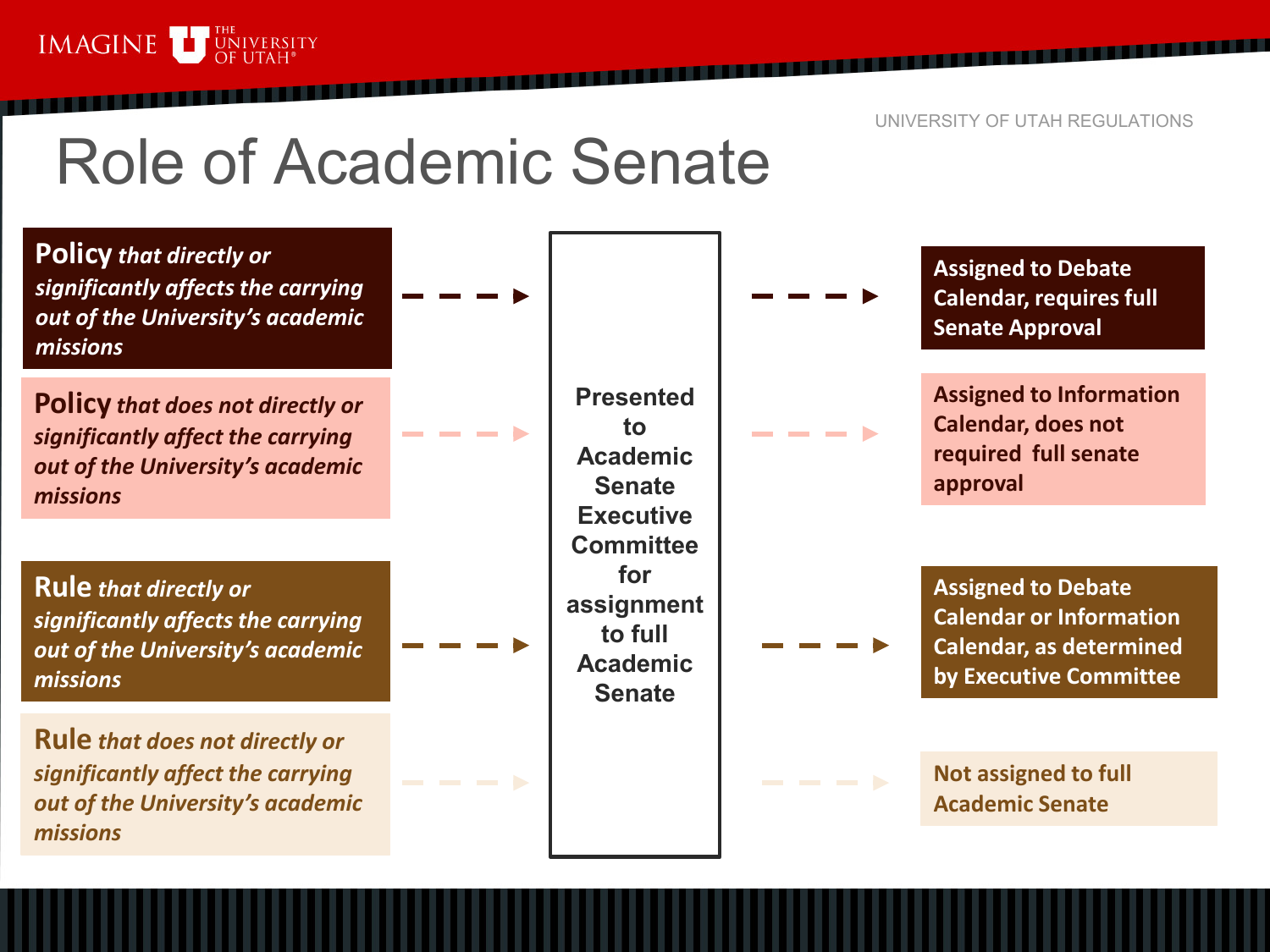UNIVERSITY OF UTAH REGULATIONS

# Role of Academic Senate

**Policy** ***that directly or significantly affects the carrying out of the University's academic missions***

**Policy** ***that does not directly or significantly affect the carrying out of the University's academic missions***

**Rule** ***that directly or significantly affects the carrying out of the University's academic missions***

**Rule** ***that does not directly or significantly affect the carrying out of the University's academic missions***

**Presented to Academic Senate Executive Committee for assignment to full Academic Senate**

**Assigned to Debate Calendar, requires full Senate Approval**

**Assigned to Information Calendar, does not required full senate approval**

**Assigned to Debate Calendar or Information Calendar, as determined by Executive Committee**

**Not assigned to full Academic Senate**